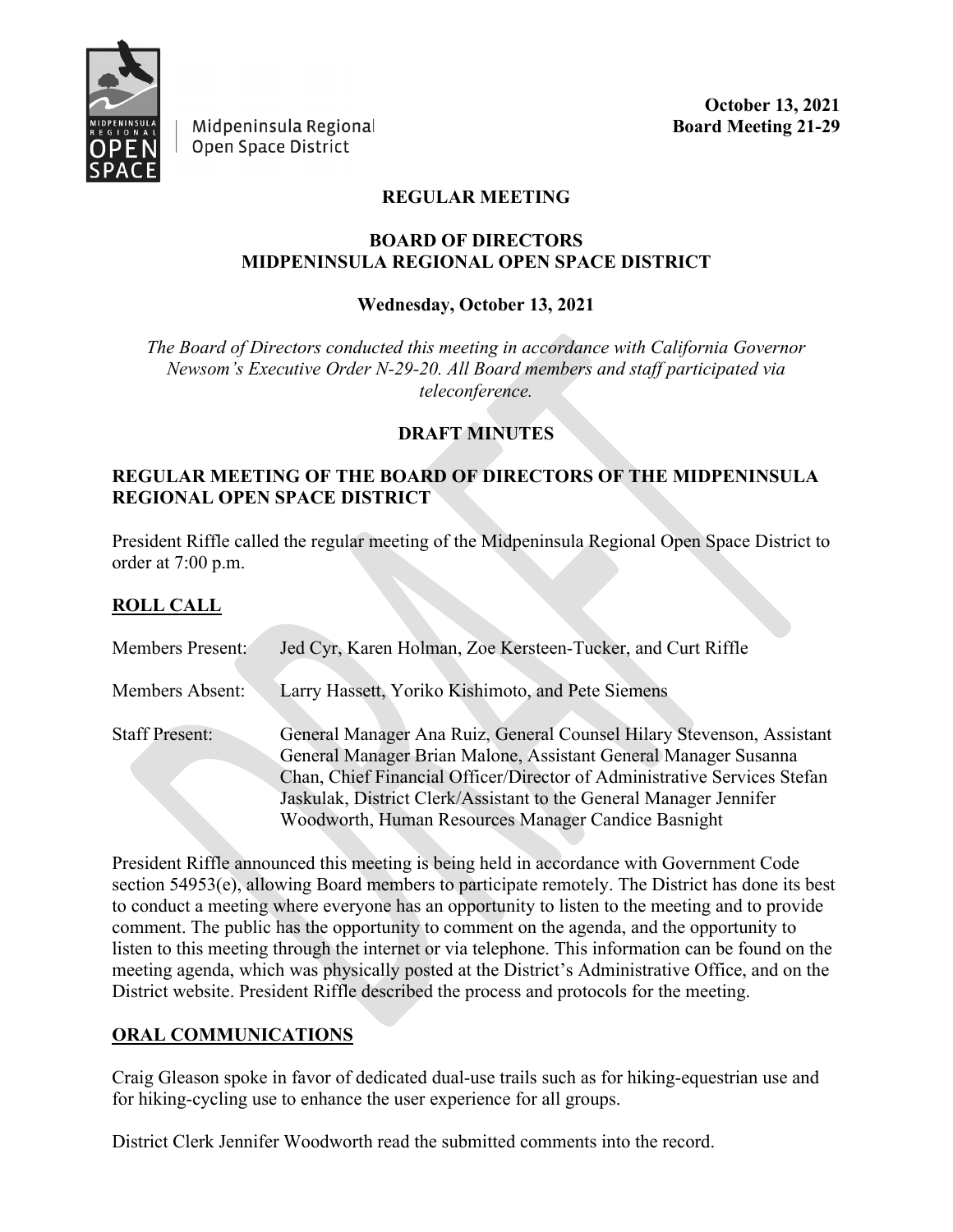Midpeninsula Regional Open Space District

**October 13, 2021**
**Board Meeting 21-29**

**REGULAR MEETING**

**BOARD OF DIRECTORS**
**MIDPENINSULA REGIONAL OPEN SPACE DISTRICT**

**Wednesday, October 13, 2021**

*The Board of Directors conducted this meeting in accordance with California Governor Newsom's Executive Order N-29-20. All Board members and staff participated via teleconference.*

**DRAFT MINUTES**

**REGULAR MEETING OF THE BOARD OF DIRECTORS OF THE MIDPENINSULA REGIONAL OPEN SPACE DISTRICT**

President Riffle called the regular meeting of the Midpeninsula Regional Open Space District to order at 7:00 p.m.

**ROLL CALL**

Members Present: Jed Cyr, Karen Holman, Zoe Kersteen-Tucker, and Curt Riffle

Members Absent: Larry Hassett, Yoriko Kishimoto, and Pete Siemens

Staff Present: General Manager Ana Ruiz, General Counsel Hilary Stevenson, Assistant General Manager Brian Malone, Assistant General Manager Susanna Chan, Chief Financial Officer/Director of Administrative Services Stefan Jaskulak, District Clerk/Assistant to the General Manager Jennifer Woodworth, Human Resources Manager Candice Basnight

President Riffle announced this meeting is being held in accordance with Government Code section 54953(e), allowing Board members to participate remotely. The District has done its best to conduct a meeting where everyone has an opportunity to listen to the meeting and to provide comment. The public has the opportunity to comment on the agenda, and the opportunity to listen to this meeting through the internet or via telephone. This information can be found on the meeting agenda, which was physically posted at the District's Administrative Office, and on the District website. President Riffle described the process and protocols for the meeting.

**ORAL COMMUNICATIONS**

Craig Gleason spoke in favor of dedicated dual-use trails such as for hiking-equestrian use and for hiking-cycling use to enhance the user experience for all groups.

District Clerk Jennifer Woodworth read the submitted comments into the record.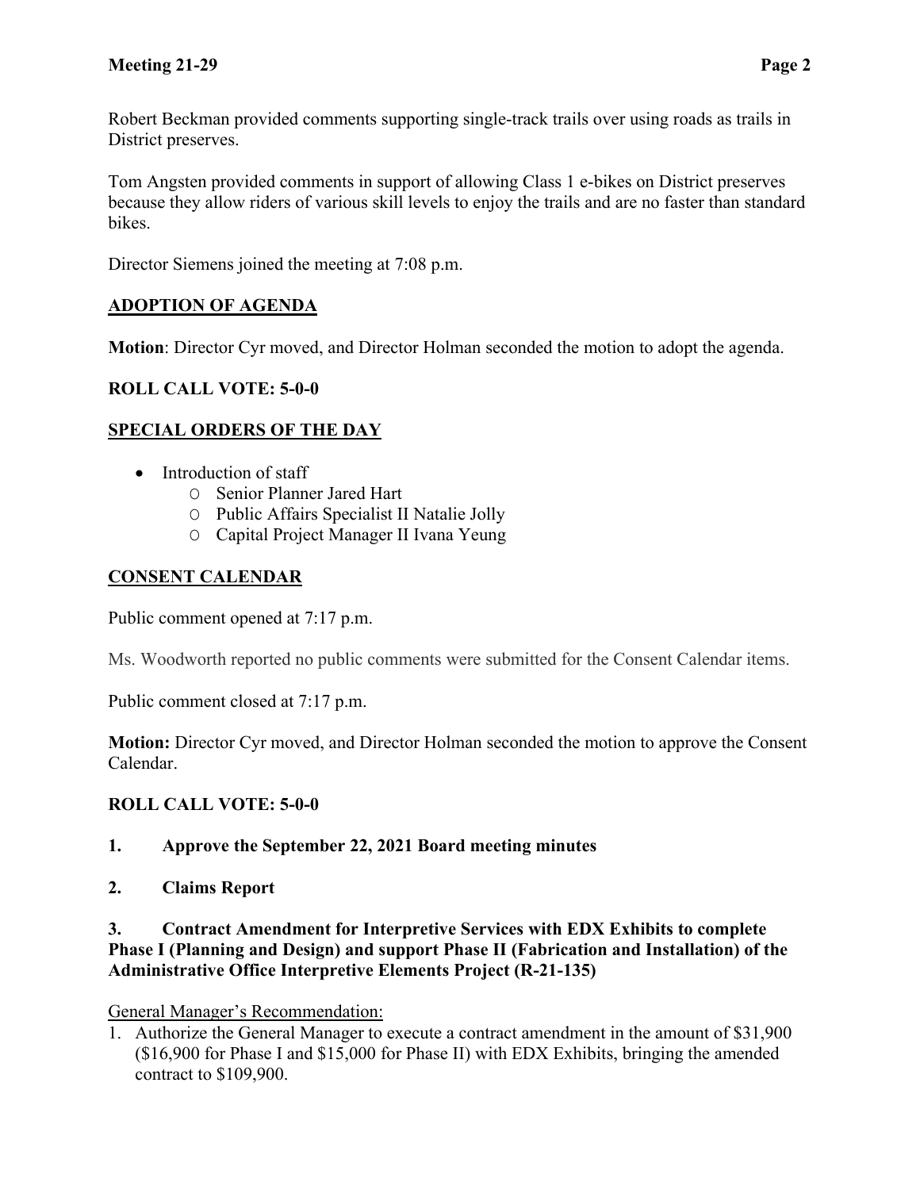Robert Beckman provided comments supporting single-track trails over using roads as trails in District preserves.

Tom Angsten provided comments in support of allowing Class 1 e-bikes on District preserves because they allow riders of various skill levels to enjoy the trails and are no faster than standard bikes.

Director Siemens joined the meeting at 7:08 p.m.

## ADOPTION OF AGENDA

**Motion**: Director Cyr moved, and Director Holman seconded the motion to adopt the agenda.

**ROLL CALL VOTE: 5-0-0**

## SPECIAL ORDERS OF THE DAY

- Introduction of staff
  - Senior Planner Jared Hart
  - Public Affairs Specialist II Natalie Jolly
  - Capital Project Manager II Ivana Yeung

## CONSENT CALENDAR

Public comment opened at 7:17 p.m.

Ms. Woodworth reported no public comments were submitted for the Consent Calendar items.

Public comment closed at 7:17 p.m.

**Motion:** Director Cyr moved, and Director Holman seconded the motion to approve the Consent Calendar.

**ROLL CALL VOTE: 5-0-0**

**1. Approve the September 22, 2021 Board meeting minutes**

**2. Claims Report**

**3. Contract Amendment for Interpretive Services with EDX Exhibits to complete Phase I (Planning and Design) and support Phase II (Fabrication and Installation) of the Administrative Office Interpretive Elements Project (R-21-135)**

General Manager's Recommendation:

1. Authorize the General Manager to execute a contract amendment in the amount of $31,900 ($16,900 for Phase I and $15,000 for Phase II) with EDX Exhibits, bringing the amended contract to $109,900.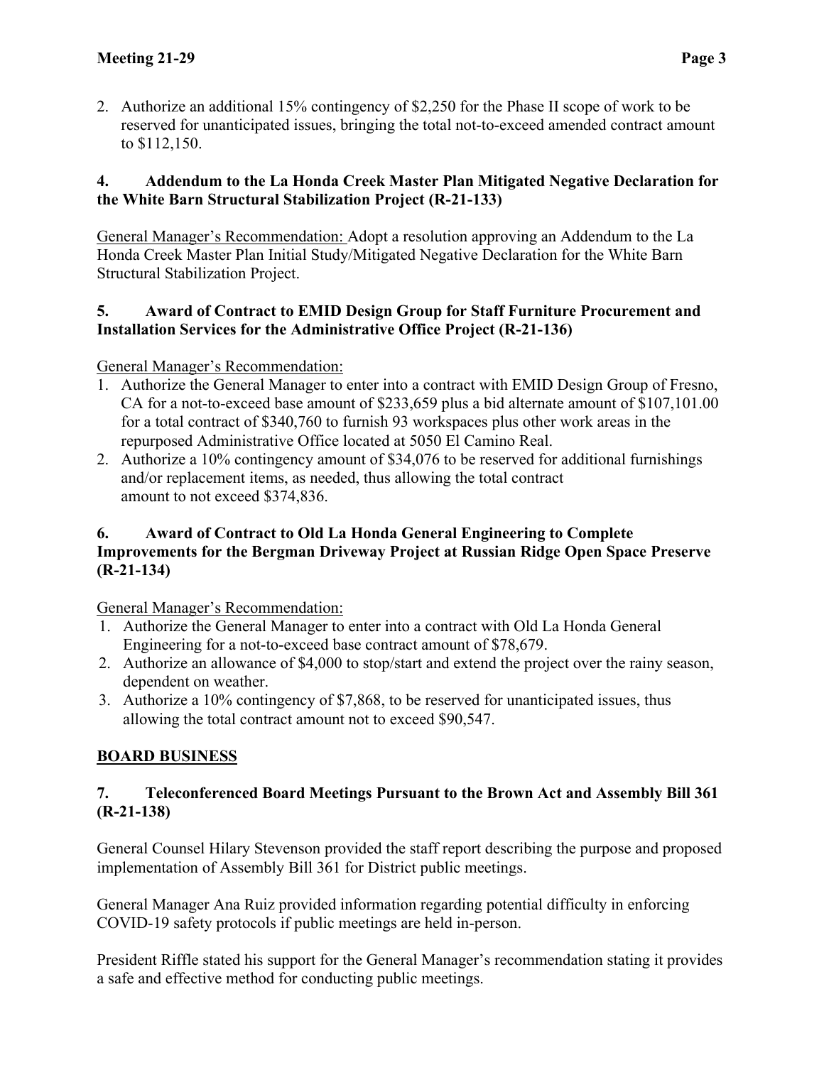2. Authorize an additional 15% contingency of $2,250 for the Phase II scope of work to be reserved for unanticipated issues, bringing the total not-to-exceed amended contract amount to $112,150.

**4. Addendum to the La Honda Creek Master Plan Mitigated Negative Declaration for the White Barn Structural Stabilization Project (R-21-133)**

General Manager's Recommendation: Adopt a resolution approving an Addendum to the La Honda Creek Master Plan Initial Study/Mitigated Negative Declaration for the White Barn Structural Stabilization Project.

**5. Award of Contract to EMID Design Group for Staff Furniture Procurement and Installation Services for the Administrative Office Project (R-21-136)**

General Manager's Recommendation:

1. Authorize the General Manager to enter into a contract with EMID Design Group of Fresno, CA for a not-to-exceed base amount of $233,659 plus a bid alternate amount of $107,101.00 for a total contract of $340,760 to furnish 93 workspaces plus other work areas in the repurposed Administrative Office located at 5050 El Camino Real.
2. Authorize a 10% contingency amount of $34,076 to be reserved for additional furnishings and/or replacement items, as needed, thus allowing the total contract amount to not exceed $374,836.

**6. Award of Contract to Old La Honda General Engineering to Complete Improvements for the Bergman Driveway Project at Russian Ridge Open Space Preserve (R-21-134)**

General Manager's Recommendation:

1. Authorize the General Manager to enter into a contract with Old La Honda General Engineering for a not-to-exceed base contract amount of $78,679.
2. Authorize an allowance of $4,000 to stop/start and extend the project over the rainy season, dependent on weather.
3. Authorize a 10% contingency of $7,868, to be reserved for unanticipated issues, thus allowing the total contract amount not to exceed $90,547.

## BOARD BUSINESS

**7. Teleconferenced Board Meetings Pursuant to the Brown Act and Assembly Bill 361 (R-21-138)**

General Counsel Hilary Stevenson provided the staff report describing the purpose and proposed implementation of Assembly Bill 361 for District public meetings.

General Manager Ana Ruiz provided information regarding potential difficulty in enforcing COVID-19 safety protocols if public meetings are held in-person.

President Riffle stated his support for the General Manager's recommendation stating it provides a safe and effective method for conducting public meetings.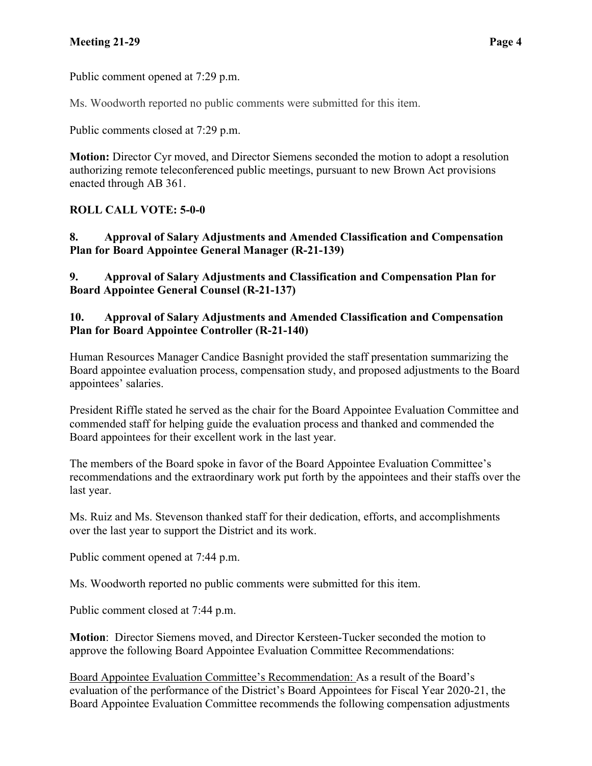Public comment opened at 7:29 p.m.

Ms. Woodworth reported no public comments were submitted for this item.

Public comments closed at 7:29 p.m.

**Motion:** Director Cyr moved, and Director Siemens seconded the motion to adopt a resolution authorizing remote teleconferenced public meetings, pursuant to new Brown Act provisions enacted through AB 361.

**ROLL CALL VOTE: 5-0-0**

**8. Approval of Salary Adjustments and Amended Classification and Compensation Plan for Board Appointee General Manager (R-21-139)**

**9. Approval of Salary Adjustments and Classification and Compensation Plan for Board Appointee General Counsel (R-21-137)**

**10. Approval of Salary Adjustments and Amended Classification and Compensation Plan for Board Appointee Controller (R-21-140)**

Human Resources Manager Candice Basnight provided the staff presentation summarizing the Board appointee evaluation process, compensation study, and proposed adjustments to the Board appointees' salaries.

President Riffle stated he served as the chair for the Board Appointee Evaluation Committee and commended staff for helping guide the evaluation process and thanked and commended the Board appointees for their excellent work in the last year.

The members of the Board spoke in favor of the Board Appointee Evaluation Committee's recommendations and the extraordinary work put forth by the appointees and their staffs over the last year.

Ms. Ruiz and Ms. Stevenson thanked staff for their dedication, efforts, and accomplishments over the last year to support the District and its work.

Public comment opened at 7:44 p.m.

Ms. Woodworth reported no public comments were submitted for this item.

Public comment closed at 7:44 p.m.

**Motion**: Director Siemens moved, and Director Kersteen-Tucker seconded the motion to approve the following Board Appointee Evaluation Committee Recommendations:

<u>Board Appointee Evaluation Committee's Recommendation:</u> As a result of the Board's evaluation of the performance of the District's Board Appointees for Fiscal Year 2020-21, the Board Appointee Evaluation Committee recommends the following compensation adjustments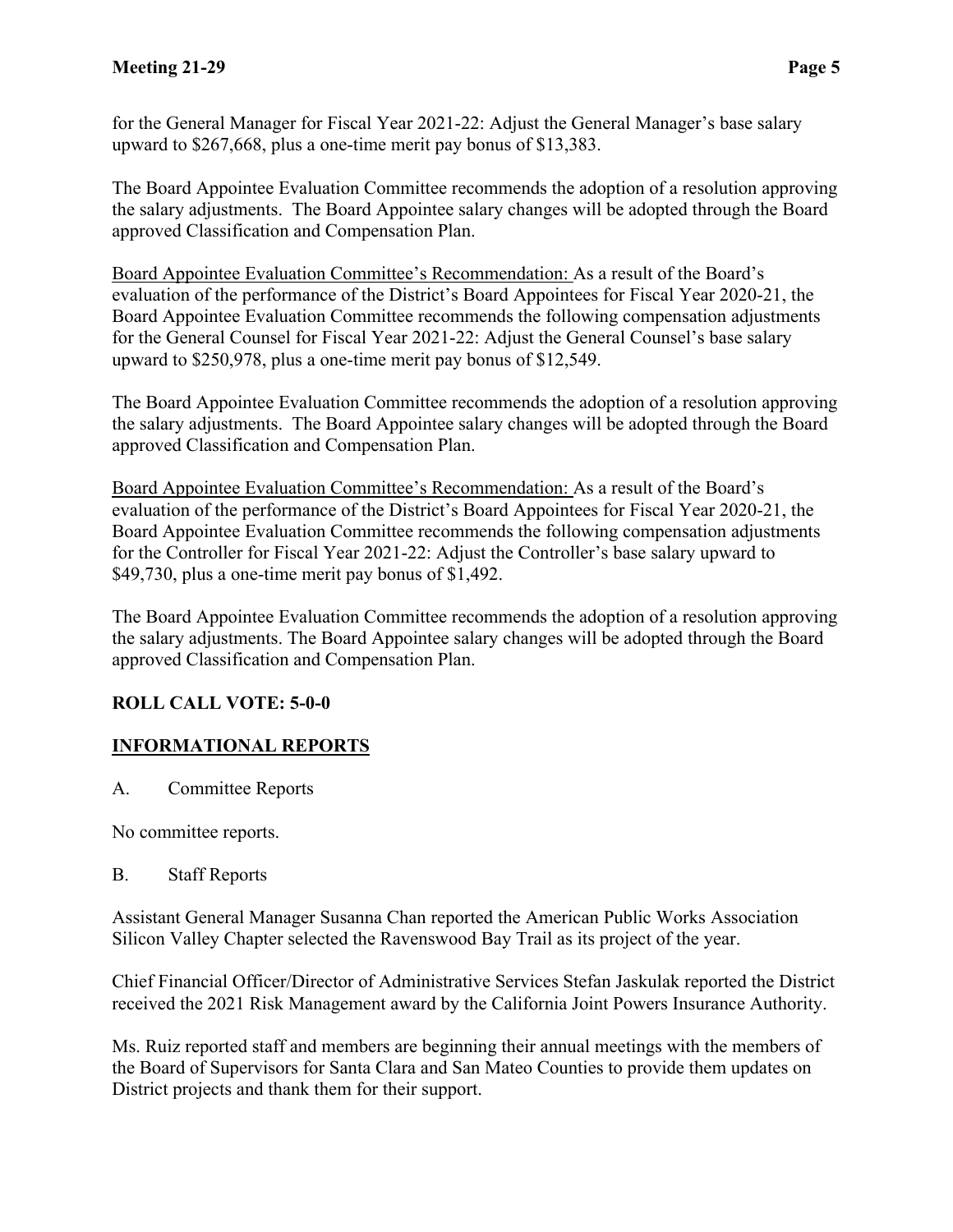for the General Manager for Fiscal Year 2021-22: Adjust the General Manager's base salary upward to $267,668, plus a one-time merit pay bonus of $13,383.

The Board Appointee Evaluation Committee recommends the adoption of a resolution approving the salary adjustments. The Board Appointee salary changes will be adopted through the Board approved Classification and Compensation Plan.

<u>Board Appointee Evaluation Committee's Recommendation:</u> As a result of the Board's evaluation of the performance of the District's Board Appointees for Fiscal Year 2020-21, the Board Appointee Evaluation Committee recommends the following compensation adjustments for the General Counsel for Fiscal Year 2021-22: Adjust the General Counsel's base salary upward to $250,978, plus a one-time merit pay bonus of $12,549.

The Board Appointee Evaluation Committee recommends the adoption of a resolution approving the salary adjustments. The Board Appointee salary changes will be adopted through the Board approved Classification and Compensation Plan.

<u>Board Appointee Evaluation Committee's Recommendation:</u> As a result of the Board's evaluation of the performance of the District's Board Appointees for Fiscal Year 2020-21, the Board Appointee Evaluation Committee recommends the following compensation adjustments for the Controller for Fiscal Year 2021-22: Adjust the Controller's base salary upward to $49,730, plus a one-time merit pay bonus of $1,492.

The Board Appointee Evaluation Committee recommends the adoption of a resolution approving the salary adjustments. The Board Appointee salary changes will be adopted through the Board approved Classification and Compensation Plan.

**ROLL CALL VOTE: 5-0-0**

## INFORMATIONAL REPORTS

A. Committee Reports

No committee reports.

B. Staff Reports

Assistant General Manager Susanna Chan reported the American Public Works Association Silicon Valley Chapter selected the Ravenswood Bay Trail as its project of the year.

Chief Financial Officer/Director of Administrative Services Stefan Jaskulak reported the District received the 2021 Risk Management award by the California Joint Powers Insurance Authority.

Ms. Ruiz reported staff and members are beginning their annual meetings with the members of the Board of Supervisors for Santa Clara and San Mateo Counties to provide them updates on District projects and thank them for their support.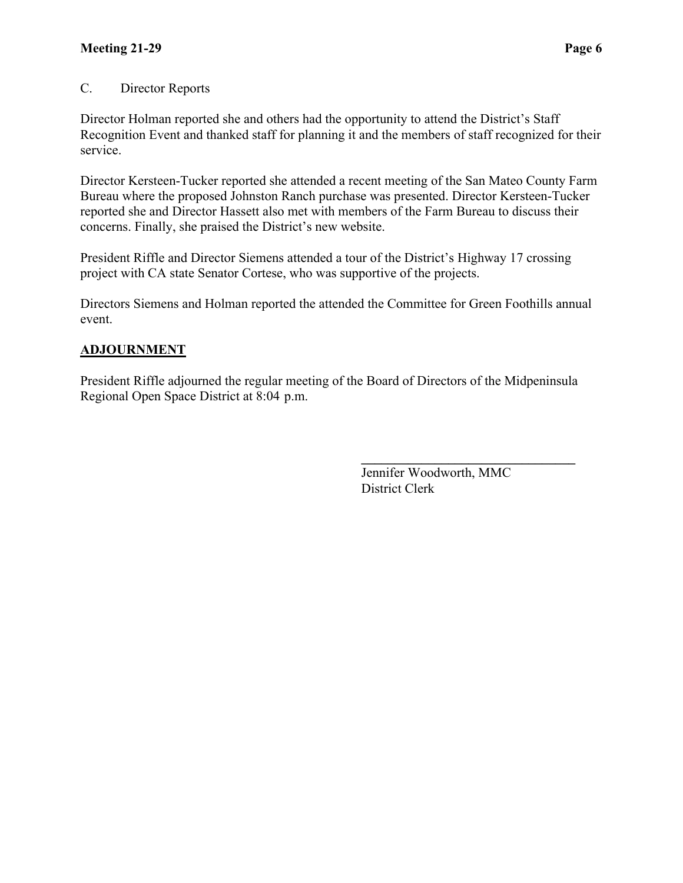C. Director Reports

Director Holman reported she and others had the opportunity to attend the District's Staff Recognition Event and thanked staff for planning it and the members of staff recognized for their service.

Director Kersteen-Tucker reported she attended a recent meeting of the San Mateo County Farm Bureau where the proposed Johnston Ranch purchase was presented. Director Kersteen-Tucker reported she and Director Hassett also met with members of the Farm Bureau to discuss their concerns. Finally, she praised the District's new website.

President Riffle and Director Siemens attended a tour of the District's Highway 17 crossing project with CA state Senator Cortese, who was supportive of the projects.

Directors Siemens and Holman reported the attended the Committee for Green Foothills annual event.

## ADJOURNMENT

President Riffle adjourned the regular meeting of the Board of Directors of the Midpeninsula Regional Open Space District at 8:04 p.m.

\_\_\_\_\_\_\_\_\_\_\_\_\_\_\_\_\_\_\_\_\_\_\_\_\_\_\_\_\_\_\_\_

Jennifer Woodworth, MMC
District Clerk